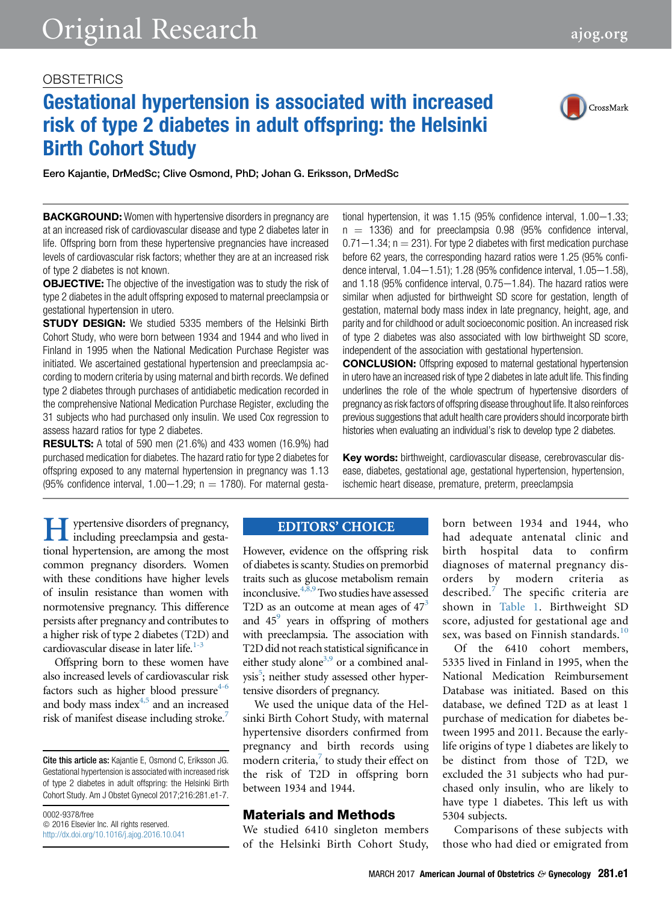OBSTETRICS

# Gestational hypertension is associated with increased risk of type 2 diabetes in adult offspring: the Helsinki Birth Cohort Study

Eero Kajantie, DrMedSc; Clive Osmond, PhD; Johan G. Eriksson, DrMedSc

**BACKGROUND:** Women with hypertensive disorders in pregnancy are at an increased risk of cardiovascular disease and type 2 diabetes later in life. Offspring born from these hypertensive pregnancies have increased levels of cardiovascular risk factors; whether they are at an increased risk of type 2 diabetes is not known.

**OBJECTIVE:** The objective of the investigation was to study the risk of type 2 diabetes in the adult offspring exposed to maternal preeclampsia or gestational hypertension in utero.

**STUDY DESIGN:** We studied 5335 members of the Helsinki Birth Cohort Study, who were born between 1934 and 1944 and who lived in Finland in 1995 when the National Medication Purchase Register was initiated. We ascertained gestational hypertension and preeclampsia according to modern criteria by using maternal and birth records. We defined type 2 diabetes through purchases of antidiabetic medication recorded in the comprehensive National Medication Purchase Register, excluding the 31 subjects who had purchased only insulin. We used Cox regression to assess hazard ratios for type 2 diabetes.

**RESULTS:** A total of 590 men (21.6%) and 433 women (16.9%) had purchased medication for diabetes. The hazard ratio for type 2 diabetes for offspring exposed to any maternal hypertension in pregnancy was 1.13 (95% confidence interval, 1.00–1.29; n = 1780). For maternal gestational hypertension, it was 1.15 (95% confidence interval, 1.00–1.33; n = 1336) and for preeclampsia 0.98 (95% confidence interval, 0.71–1.34; n = 231). For type 2 diabetes with first medication purchase before 62 years, the corresponding hazard ratios were 1.25 (95% confidence interval, 1.04–1.51); 1.28 (95% confidence interval, 1.05–1.58), and 1.18 (95% confidence interval, 0.75–1.84). The hazard ratios were similar when adjusted for birthweight SD score for gestation, length of gestation, maternal body mass index in late pregnancy, height, age, and parity and for childhood or adult socioeconomic position. An increased risk of type 2 diabetes was also associated with low birthweight SD score, independent of the association with gestational hypertension.

**CONCLUSION:** Offspring exposed to maternal gestational hypertension in utero have an increased risk of type 2 diabetes in late adult life. This finding underlines the role of the whole spectrum of hypertensive disorders of pregnancy as risk factors of offspring disease throughout life. It also reinforces previous suggestions that adult health care providers should incorporate birth histories when evaluating an individual's risk to develop type 2 diabetes.

**Key words:** birthweight, cardiovascular disease, cerebrovascular disease, diabetes, gestational age, gestational hypertension, hypertension, ischemic heart disease, premature, preterm, preeclampsia

Hypertensive disorders of pregnancy, including preeclampsia and gestational hypertension, are among the most common pregnancy disorders. Women with these conditions have higher levels of insulin resistance than women with normotensive pregnancy. This difference persists after pregnancy and contributes to a higher risk of type 2 diabetes (T2D) and cardiovascular disease in later life.[1-3]

Offspring born to these women have also increased levels of cardiovascular risk factors such as higher blood pressure[4-6] and body mass index[4,5] and an increased risk of manifest disease including stroke.[7]

EDITORS' CHOICE

However, evidence on the offspring risk of diabetes is scanty. Studies on premorbid traits such as glucose metabolism remain inconclusive.[4,8,9] Two studies have assessed T2D as an outcome at mean ages of 47[3] and 45[9] years in offspring of mothers with preeclampsia. The association with T2D did not reach statistical significance in either study alone[3,9] or a combined analysis[5]; neither study assessed other hypertensive disorders of pregnancy.

We used the unique data of the Helsinki Birth Cohort Study, with maternal hypertensive disorders confirmed from pregnancy and birth records using modern criteria,[7] to study their effect on the risk of T2D in offspring born between 1934 and 1944.

## Materials and Methods

We studied 6410 singleton members of the Helsinki Birth Cohort Study, born between 1934 and 1944, who had adequate antenatal clinic and birth hospital data to confirm diagnoses of maternal pregnancy disorders by modern criteria as described.[7] The specific criteria are shown in Table 1. Birthweight SD score, adjusted for gestational age and sex, was based on Finnish standards.[10]

Of the 6410 cohort members, 5335 lived in Finland in 1995, when the National Medication Reimbursement Database was initiated. Based on this database, we defined T2D as at least 1 purchase of medication for diabetes between 1995 and 2011. Because the early-life origins of type 1 diabetes are likely to be distinct from those of T2D, we excluded the 31 subjects who had purchased only insulin, who are likely to have type 1 diabetes. This left us with 5304 subjects.

Comparisons of these subjects with those who had died or emigrated from

**Cite this article as:** Kajantie E, Osmond C, Eriksson JG. Gestational hypertension is associated with increased risk of type 2 diabetes in adult offspring: the Helsinki Birth Cohort Study. Am J Obstet Gynecol 2017;216:281.e1-7.

0002-9378/free
© 2016 Elsevier Inc. All rights reserved.
http://dx.doi.org/10.1016/j.ajog.2016.10.041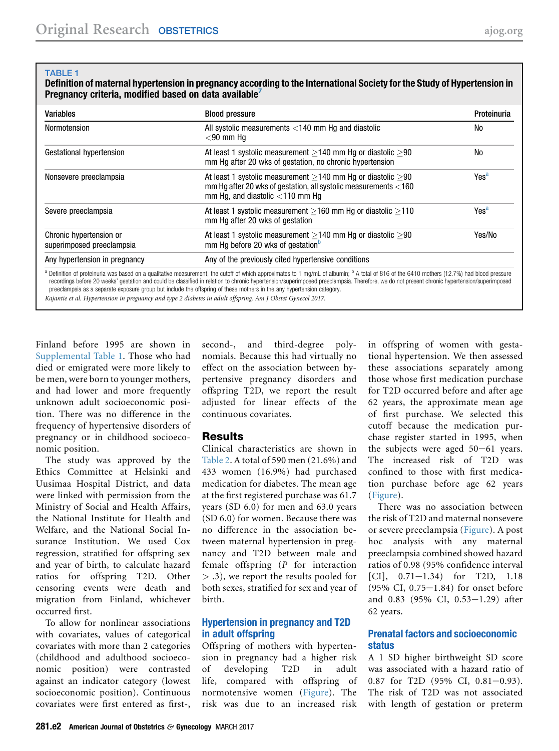**TABLE 1**

**Definition of maternal hypertension in pregnancy according to the International Society for the Study of Hypertension in Pregnancy criteria, modified based on data available[7]**

| Variables | Blood pressure | Proteinuria |
|---|---|---|
| Normotension | All systolic measurements <140 mm Hg and diastolic <90 mm Hg | No |
| Gestational hypertension | At least 1 systolic measurement ≥140 mm Hg or diastolic ≥90 mm Hg after 20 wks of gestation, no chronic hypertension | No |
| Nonsevere preeclampsia | At least 1 systolic measurement ≥140 mm Hg or diastolic ≥90 mm Hg after 20 wks of gestation, all systolic measurements <160 mm Hg, and diastolic <110 mm Hg | Yes[a] |
| Severe preeclampsia | At least 1 systolic measurement ≥160 mm Hg or diastolic ≥110 mm Hg after 20 wks of gestation | Yes[a] |
| Chronic hypertension or superimposed preeclampsia | At least 1 systolic measurement ≥140 mm Hg or diastolic ≥90 mm Hg before 20 wks of gestation[b] | Yes/No |
| Any hypertension in pregnancy | Any of the previously cited hypertensive conditions | |

[a] Definition of proteinuria was based on a qualitative measurement, the cutoff of which approximates to 1 mg/mL of albumin; [b] A total of 816 of the 6410 mothers (12.7%) had blood pressure recordings before 20 weeks' gestation and could be classified in relation to chronic hypertension/superimposed preeclampsia. Therefore, we do not present chronic hypertension/superimposed preeclampsia as a separate exposure group but include the offspring of these mothers in the any hypertension category.

*Kajantie et al. Hypertension in pregnancy and type 2 diabetes in adult offspring. Am J Obstet Gynecol 2017.*

Finland before 1995 are shown in Supplemental Table 1. Those who had died or emigrated were more likely to be men, were born to younger mothers, and had lower and more frequently unknown adult socioeconomic position. There was no difference in the frequency of hypertensive disorders of pregnancy or in childhood socioeconomic position.

The study was approved by the Ethics Committee at Helsinki and Uusimaa Hospital District, and data were linked with permission from the Ministry of Social and Health Affairs, the National Institute for Health and Welfare, and the National Social Insurance Institution. We used Cox regression, stratified for offspring sex and year of birth, to calculate hazard ratios for offspring T2D. Other censoring events were death and migration from Finland, whichever occurred first.

To allow for nonlinear associations with covariates, values of categorical covariates with more than 2 categories (childhood and adulthood socioeconomic position) were contrasted against an indicator category (lowest socioeconomic position). Continuous covariates were first entered as first-, second-, and third-degree polynomials. Because this had virtually no effect on the association between hypertensive pregnancy disorders and offspring T2D, we report the result adjusted for linear effects of the continuous covariates.

## Results

Clinical characteristics are shown in Table 2. A total of 590 men (21.6%) and 433 women (16.9%) had purchased medication for diabetes. The mean age at the first registered purchase was 61.7 years (SD 6.0) for men and 63.0 years (SD 6.0) for women. Because there was no difference in the association between maternal hypertension in pregnancy and T2D between male and female offspring ($P$ for interaction $> .3$), we report the results pooled for both sexes, stratified for sex and year of birth.

### Hypertension in pregnancy and T2D in adult offspring

Offspring of mothers with hypertension in pregnancy had a higher risk of developing T2D in adult life, compared with offspring of normotensive women (Figure). The risk was due to an increased risk in offspring of women with gestational hypertension. We then assessed these associations separately among those whose first medication purchase for T2D occurred before and after age 62 years, the approximate mean age of first purchase. We selected this cutoff because the medication purchase register started in 1995, when the subjects were aged 50−61 years. The increased risk of T2D was confined to those with first medication purchase before age 62 years (Figure).

There was no association between the risk of T2D and maternal nonsevere or severe preeclampsia (Figure). A post hoc analysis with any maternal preeclampsia combined showed hazard ratios of 0.98 (95% confidence interval [CI], 0.71−1.34) for T2D, 1.18 (95% CI, 0.75−1.84) for onset before and 0.83 (95% CI, 0.53−1.29) after 62 years.

### Prenatal factors and socioeconomic status

A 1 SD higher birthweight SD score was associated with a hazard ratio of 0.87 for T2D (95% CI, 0.81−0.93). The risk of T2D was not associated with length of gestation or preterm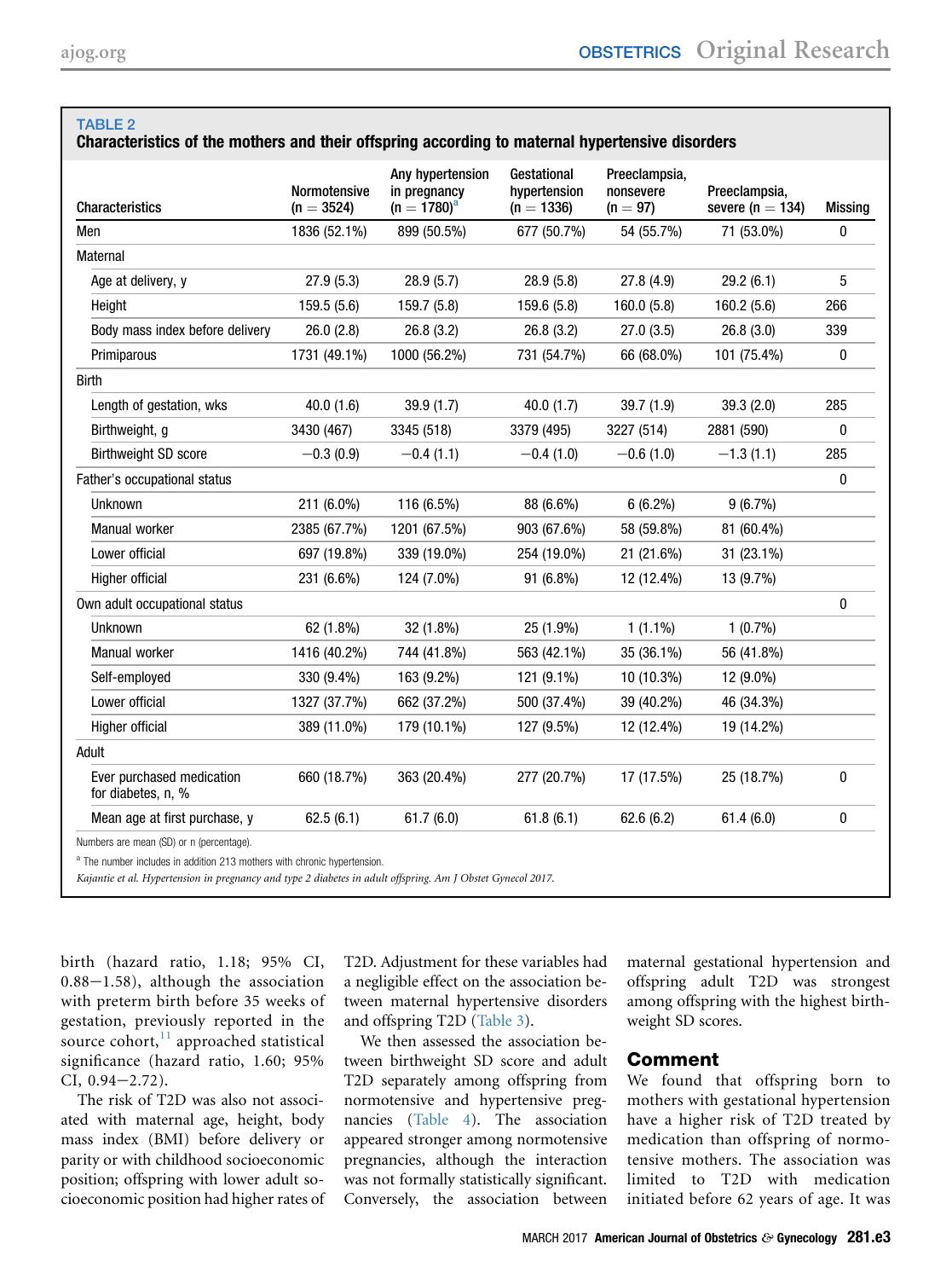**TABLE 2**
**Characteristics of the mothers and their offspring according to maternal hypertensive disorders**

| Characteristics | Normotensive (n = 3524) | Any hypertension in pregnancy (n = 1780)[a] | Gestational hypertension (n = 1336) | Preeclampsia, nonsevere (n = 97) | Preeclampsia, severe (n = 134) | Missing |
|---|---|---|---|---|---|---|
| Men | 1836 (52.1%) | 899 (50.5%) | 677 (50.7%) | 54 (55.7%) | 71 (53.0%) | 0 |
| Maternal | | | | | | |
| Age at delivery, y | 27.9 (5.3) | 28.9 (5.7) | 28.9 (5.8) | 27.8 (4.9) | 29.2 (6.1) | 5 |
| Height | 159.5 (5.6) | 159.7 (5.8) | 159.6 (5.8) | 160.0 (5.8) | 160.2 (5.6) | 266 |
| Body mass index before delivery | 26.0 (2.8) | 26.8 (3.2) | 26.8 (3.2) | 27.0 (3.5) | 26.8 (3.0) | 339 |
| Primiparous | 1731 (49.1%) | 1000 (56.2%) | 731 (54.7%) | 66 (68.0%) | 101 (75.4%) | 0 |
| Birth | | | | | | |
| Length of gestation, wks | 40.0 (1.6) | 39.9 (1.7) | 40.0 (1.7) | 39.7 (1.9) | 39.3 (2.0) | 285 |
| Birthweight, g | 3430 (467) | 3345 (518) | 3379 (495) | 3227 (514) | 2881 (590) | 0 |
| Birthweight SD score | −0.3 (0.9) | −0.4 (1.1) | −0.4 (1.0) | −0.6 (1.0) | −1.3 (1.1) | 285 |
| Father's occupational status | | | | | | 0 |
| Unknown | 211 (6.0%) | 116 (6.5%) | 88 (6.6%) | 6 (6.2%) | 9 (6.7%) | |
| Manual worker | 2385 (67.7%) | 1201 (67.5%) | 903 (67.6%) | 58 (59.8%) | 81 (60.4%) | |
| Lower official | 697 (19.8%) | 339 (19.0%) | 254 (19.0%) | 21 (21.6%) | 31 (23.1%) | |
| Higher official | 231 (6.6%) | 124 (7.0%) | 91 (6.8%) | 12 (12.4%) | 13 (9.7%) | |
| Own adult occupational status | | | | | | 0 |
| Unknown | 62 (1.8%) | 32 (1.8%) | 25 (1.9%) | 1 (1.1%) | 1 (0.7%) | |
| Manual worker | 1416 (40.2%) | 744 (41.8%) | 563 (42.1%) | 35 (36.1%) | 56 (41.8%) | |
| Self-employed | 330 (9.4%) | 163 (9.2%) | 121 (9.1%) | 10 (10.3%) | 12 (9.0%) | |
| Lower official | 1327 (37.7%) | 662 (37.2%) | 500 (37.4%) | 39 (40.2%) | 46 (34.3%) | |
| Higher official | 389 (11.0%) | 179 (10.1%) | 127 (9.5%) | 12 (12.4%) | 19 (14.2%) | |
| Adult | | | | | | |
| Ever purchased medication for diabetes, n, % | 660 (18.7%) | 363 (20.4%) | 277 (20.7%) | 17 (17.5%) | 25 (18.7%) | 0 |
| Mean age at first purchase, y | 62.5 (6.1) | 61.7 (6.0) | 61.8 (6.1) | 62.6 (6.2) | 61.4 (6.0) | 0 |

Numbers are mean (SD) or n (percentage).

[a] The number includes in addition 213 mothers with chronic hypertension.

*Kajantie et al. Hypertension in pregnancy and type 2 diabetes in adult offspring. Am J Obstet Gynecol 2017.*

birth (hazard ratio, 1.18; 95% CI, 0.88−1.58), although the association with preterm birth before 35 weeks of gestation, previously reported in the source cohort,[11] approached statistical significance (hazard ratio, 1.60; 95% CI, 0.94−2.72).

The risk of T2D was also not associated with maternal age, height, body mass index (BMI) before delivery or parity or with childhood socioeconomic position; offspring with lower adult socioeconomic position had higher rates of T2D. Adjustment for these variables had a negligible effect on the association between maternal hypertensive disorders and offspring T2D (Table 3).

We then assessed the association between birthweight SD score and adult T2D separately among offspring from normotensive and hypertensive pregnancies (Table 4). The association appeared stronger among normotensive pregnancies, although the interaction was not formally statistically significant. Conversely, the association between maternal gestational hypertension and offspring adult T2D was strongest among offspring with the highest birthweight SD scores.

## Comment

We found that offspring born to mothers with gestational hypertension have a higher risk of T2D treated by medication than offspring of normotensive mothers. The association was limited to T2D with medication initiated before 62 years of age. It was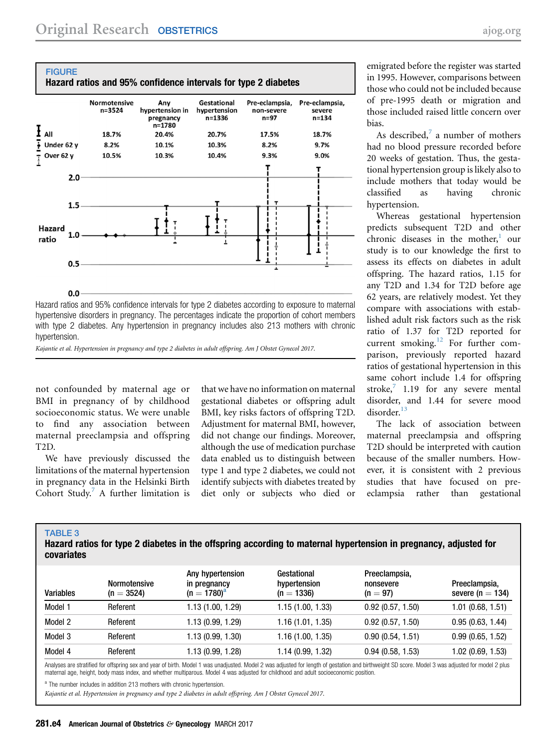## FIGURE

**Hazard ratios and 95% confidence intervals for type 2 diabetes**

| | Normotensive n=3524 | Any hypertension in pregnancy n=1780 | Gestational hypertension n=1336 | Pre-eclampsia, non-severe n=97 | Pre-eclampsia, severe n=134 |
|---|---|---|---|---|---|
| All | 18.7% | 20.4% | 20.7% | 17.5% | 18.7% |
| Under 62 y | 8.2% | 10.1% | 10.3% | 8.2% | 9.7% |
| Over 62 y | 10.5% | 10.3% | 10.4% | 9.3% | 9.0% |

Hazard ratios and 95% confidence intervals for type 2 diabetes according to exposure to maternal hypertensive disorders in pregnancy. The percentages indicate the proportion of cohort members with type 2 diabetes. Any hypertension in pregnancy includes also 213 mothers with chronic hypertension.

*Kajantie et al. Hypertension in pregnancy and type 2 diabetes in adult offspring. Am J Obstet Gynecol 2017.*

not confounded by maternal age or BMI in pregnancy of by childhood socioeconomic status. We were unable to find any association between maternal preeclampsia and offspring T2D.

We have previously discussed the limitations of the maternal hypertension in pregnancy data in the Helsinki Birth Cohort Study.[7] A further limitation is that we have no information on maternal gestational diabetes or offspring adult BMI, key risks factors of offspring T2D. Adjustment for maternal BMI, however, did not change our findings. Moreover, although the use of medication purchase data enabled us to distinguish between type 1 and type 2 diabetes, we could not identify subjects with diabetes treated by diet only or subjects who died or emigrated before the register was started in 1995. However, comparisons between those who could not be included because of pre-1995 death or migration and those included raised little concern over bias.

As described,[7] a number of mothers had no blood pressure recorded before 20 weeks of gestation. Thus, the gestational hypertension group is likely also to include mothers that today would be classified as having chronic hypertension.

Whereas gestational hypertension predicts subsequent T2D and other chronic diseases in the mother,[1] our study is to our knowledge the first to assess its effects on diabetes in adult offspring. The hazard ratios, 1.15 for any T2D and 1.34 for T2D before age 62 years, are relatively modest. Yet they compare with associations with established adult risk factors such as the risk ratio of 1.37 for T2D reported for current smoking.[12] For further comparison, previously reported hazard ratios of gestational hypertension in this same cohort include 1.4 for offspring stroke,[7] 1.19 for any severe mental disorder, and 1.44 for severe mood disorder.[13]

The lack of association between maternal preeclampsia and offspring T2D should be interpreted with caution because of the smaller numbers. However, it is consistent with 2 previous studies that have focused on preeclampsia rather than gestational

## TABLE 3

**Hazard ratios for type 2 diabetes in the offspring according to maternal hypertension in pregnancy, adjusted for covariates**

| Variables | Normotensive (n = 3524) | Any hypertension in pregnancy (n = 1780)[a] | Gestational hypertension (n = 1336) | Preeclampsia, nonsevere (n = 97) | Preeclampsia, severe (n = 134) |
|---|---|---|---|---|---|
| Model 1 | Referent | 1.13 (1.00, 1.29) | 1.15 (1.00, 1.33) | 0.92 (0.57, 1.50) | 1.01 (0.68, 1.51) |
| Model 2 | Referent | 1.13 (0.99, 1.29) | 1.16 (1.01, 1.35) | 0.92 (0.57, 1.50) | 0.95 (0.63, 1.44) |
| Model 3 | Referent | 1.13 (0.99, 1.30) | 1.16 (1.00, 1.35) | 0.90 (0.54, 1.51) | 0.99 (0.65, 1.52) |
| Model 4 | Referent | 1.13 (0.99, 1.28) | 1.14 (0.99, 1.32) | 0.94 (0.58, 1.53) | 1.02 (0.69, 1.53) |

Analyses are stratified for offspring sex and year of birth. Model 1 was unadjusted. Model 2 was adjusted for length of gestation and birthweight SD score. Model 3 was adjusted for model 2 plus maternal age, height, body mass index, and whether multiparous. Model 4 was adjusted for childhood and adult socioeconomic position.

[a] The number includes in addition 213 mothers with chronic hypertension.

*Kajantie et al. Hypertension in pregnancy and type 2 diabetes in adult offspring. Am J Obstet Gynecol 2017.*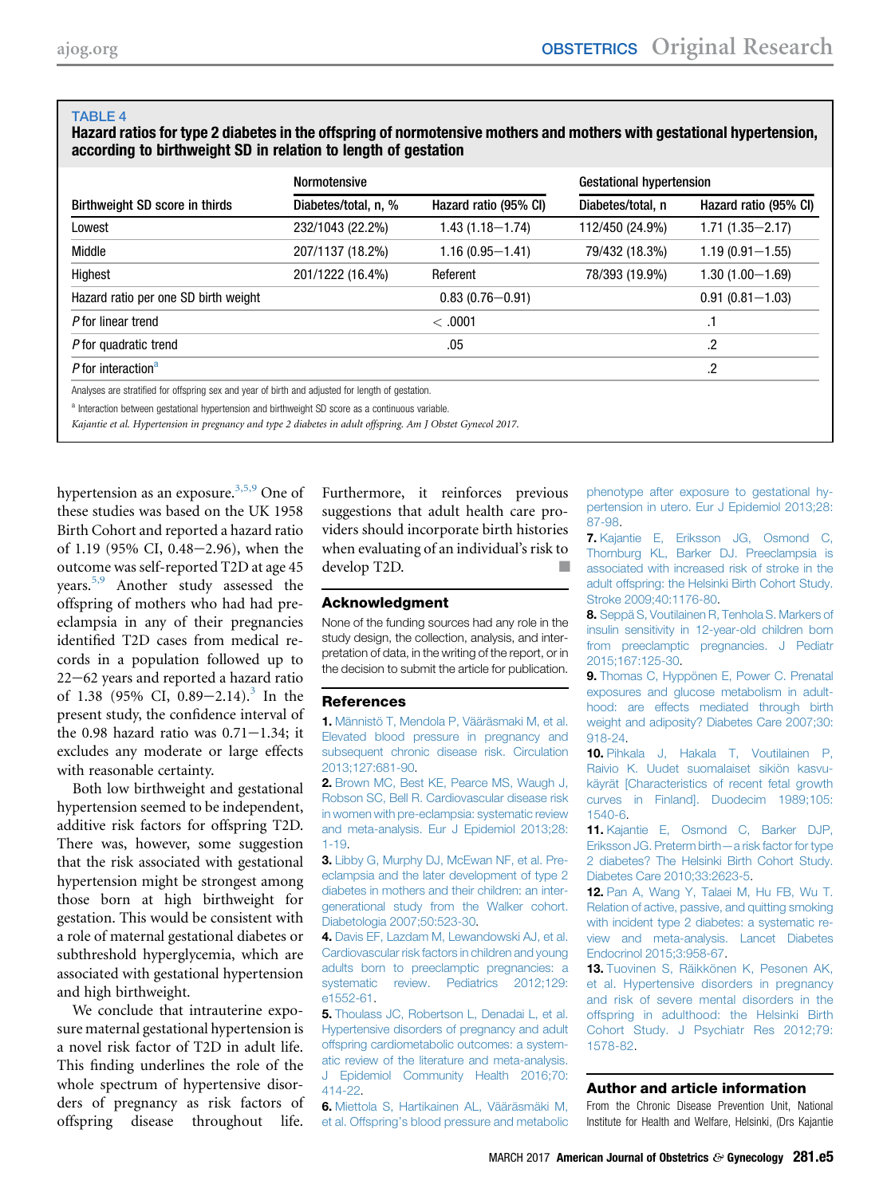**TABLE 4**

**Hazard ratios for type 2 diabetes in the offspring of normotensive mothers and mothers with gestational hypertension, according to birthweight SD in relation to length of gestation**

| | Normotensive | | Gestational hypertension | |
|---|---|---|---|---|
| Birthweight SD score in thirds | Diabetes/total, n, % | Hazard ratio (95% CI) | Diabetes/total, n | Hazard ratio (95% CI) |
| Lowest | 232/1043 (22.2%) | 1.43 (1.18−1.74) | 112/450 (24.9%) | 1.71 (1.35−2.17) |
| Middle | 207/1137 (18.2%) | 1.16 (0.95−1.41) | 79/432 (18.3%) | 1.19 (0.91−1.55) |
| Highest | 201/1222 (16.4%) | Referent | 78/393 (19.9%) | 1.30 (1.00−1.69) |
| Hazard ratio per one SD birth weight | | 0.83 (0.76−0.91) | | 0.91 (0.81−1.03) |
| *P* for linear trend | | < .0001 | | .1 |
| *P* for quadratic trend | | .05 | | .2 |
| *P* for interaction[a] | | | | .2 |

Analyses are stratified for offspring sex and year of birth and adjusted for length of gestation.

[a] Interaction between gestational hypertension and birthweight SD score as a continuous variable.

*Kajantie et al. Hypertension in pregnancy and type 2 diabetes in adult offspring. Am J Obstet Gynecol 2017.*

hypertension as an exposure.[3,5,9] One of these studies was based on the UK 1958 Birth Cohort and reported a hazard ratio of 1.19 (95% CI, 0.48−2.96), when the outcome was self-reported T2D at age 45 years.[5,9] Another study assessed the offspring of mothers who had had preeclampsia in any of their pregnancies identified T2D cases from medical records in a population followed up to 22−62 years and reported a hazard ratio of 1.38 (95% CI, 0.89−2.14).[3] In the present study, the confidence interval of the 0.98 hazard ratio was 0.71−1.34; it excludes any moderate or large effects with reasonable certainty.

Both low birthweight and gestational hypertension seemed to be independent, additive risk factors for offspring T2D. There was, however, some suggestion that the risk associated with gestational hypertension might be strongest among those born at high birthweight for gestation. This would be consistent with a role of maternal gestational diabetes or subthreshold hyperglycemia, which are associated with gestational hypertension and high birthweight.

We conclude that intrauterine exposure maternal gestational hypertension is a novel risk factor of T2D in adult life. This finding underlines the role of the whole spectrum of hypertensive disorders of pregnancy as risk factors of offspring disease throughout life. Furthermore, it reinforces previous suggestions that adult health care providers should incorporate birth histories when evaluating of an individual's risk to develop T2D. ■

## Acknowledgment

None of the funding sources had any role in the study design, the collection, analysis, and interpretation of data, in the writing of the report, or in the decision to submit the article for publication.

## References

1. Männistö T, Mendola P, Vääräsmaki M, et al. Elevated blood pressure in pregnancy and subsequent chronic disease risk. Circulation 2013;127:681-90.
2. Brown MC, Best KE, Pearce MS, Waugh J, Robson SC, Bell R. Cardiovascular disease risk in women with pre-eclampsia: systematic review and meta-analysis. Eur J Epidemiol 2013;28:1-19.
3. Libby G, Murphy DJ, McEwan NF, et al. Pre-eclampsia and the later development of type 2 diabetes in mothers and their children: an intergenerational study from the Walker cohort. Diabetologia 2007;50:523-30.
4. Davis EF, Lazdam M, Lewandowski AJ, et al. Cardiovascular risk factors in children and young adults born to preeclamptic pregnancies: a systematic review. Pediatrics 2012;129:e1552-61.
5. Thoulass JC, Robertson L, Denadai L, et al. Hypertensive disorders of pregnancy and adult offspring cardiometabolic outcomes: a systematic review of the literature and meta-analysis. J Epidemiol Community Health 2016;70:414-22.
6. Miettola S, Hartikainen AL, Vääräsmäki M, et al. Offspring's blood pressure and metabolic phenotype after exposure to gestational hypertension in utero. Eur J Epidemiol 2013;28:87-98.
7. Kajantie E, Eriksson JG, Osmond C, Thornburg KL, Barker DJ. Preeclampsia is associated with increased risk of stroke in the adult offspring: the Helsinki Birth Cohort Study. Stroke 2009;40:1176-80.
8. Seppä S, Voutilainen R, Tenhola S. Markers of insulin sensitivity in 12-year-old children born from preeclamptic pregnancies. J Pediatr 2015;167:125-30.
9. Thomas C, Hyppönen E, Power C. Prenatal exposures and glucose metabolism in adulthood: are effects mediated through birth weight and adiposity? Diabetes Care 2007;30:918-24.
10. Pihkala J, Hakala T, Voutilainen P, Raivio K. Uudet suomalaiset sikiön kasvukäyrät [Characteristics of recent fetal growth curves in Finland]. Duodecim 1989;105:1540-6.
11. Kajantie E, Osmond C, Barker DJP, Eriksson JG. Preterm birth—a risk factor for type 2 diabetes? The Helsinki Birth Cohort Study. Diabetes Care 2010;33:2623-5.
12. Pan A, Wang Y, Talaei M, Hu FB, Wu T. Relation of active, passive, and quitting smoking with incident type 2 diabetes: a systematic review and meta-analysis. Lancet Diabetes Endocrinol 2015;3:958-67.
13. Tuovinen S, Räikkönen K, Pesonen AK, et al. Hypertensive disorders in pregnancy and risk of severe mental disorders in the offspring in adulthood: the Helsinki Birth Cohort Study. J Psychiatr Res 2012;79:1578-82.

## Author and article information

From the Chronic Disease Prevention Unit, National Institute for Health and Welfare, Helsinki, (Drs Kajantie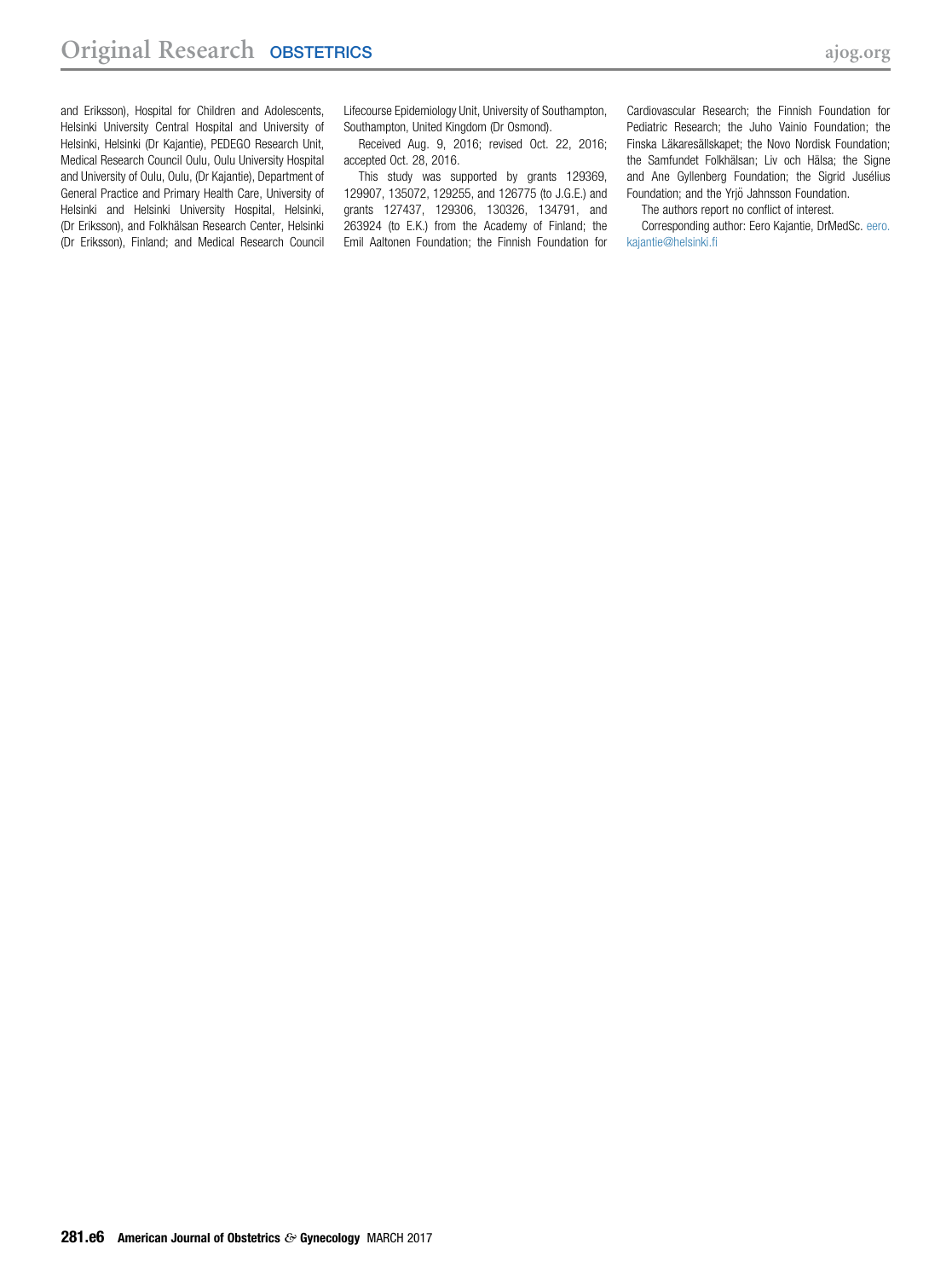and Eriksson), Hospital for Children and Adolescents, Helsinki University Central Hospital and University of Helsinki, Helsinki (Dr Kajantie), PEDEGO Research Unit, Medical Research Council Oulu, Oulu University Hospital and University of Oulu, Oulu, (Dr Kajantie), Department of General Practice and Primary Health Care, University of Helsinki and Helsinki University Hospital, Helsinki, (Dr Eriksson), and Folkhälsan Research Center, Helsinki (Dr Eriksson), Finland; and Medical Research Council Lifecourse Epidemiology Unit, University of Southampton, Southampton, United Kingdom (Dr Osmond).

Received Aug. 9, 2016; revised Oct. 22, 2016; accepted Oct. 28, 2016.

This study was supported by grants 129369, 129907, 135072, 129255, and 126775 (to J.G.E.) and grants 127437, 129306, 130326, 134791, and 263924 (to E.K.) from the Academy of Finland; the Emil Aaltonen Foundation; the Finnish Foundation for Cardiovascular Research; the Finnish Foundation for Pediatric Research; the Juho Vainio Foundation; the Finska Läkaresällskapet; the Novo Nordisk Foundation; the Samfundet Folkhälsan; Liv och Hälsa; the Signe and Ane Gyllenberg Foundation; the Sigrid Jusélius Foundation; and the Yrjö Jahnsson Foundation.

The authors report no conflict of interest.

Corresponding author: Eero Kajantie, DrMedSc. eero.kajantie@helsinki.fi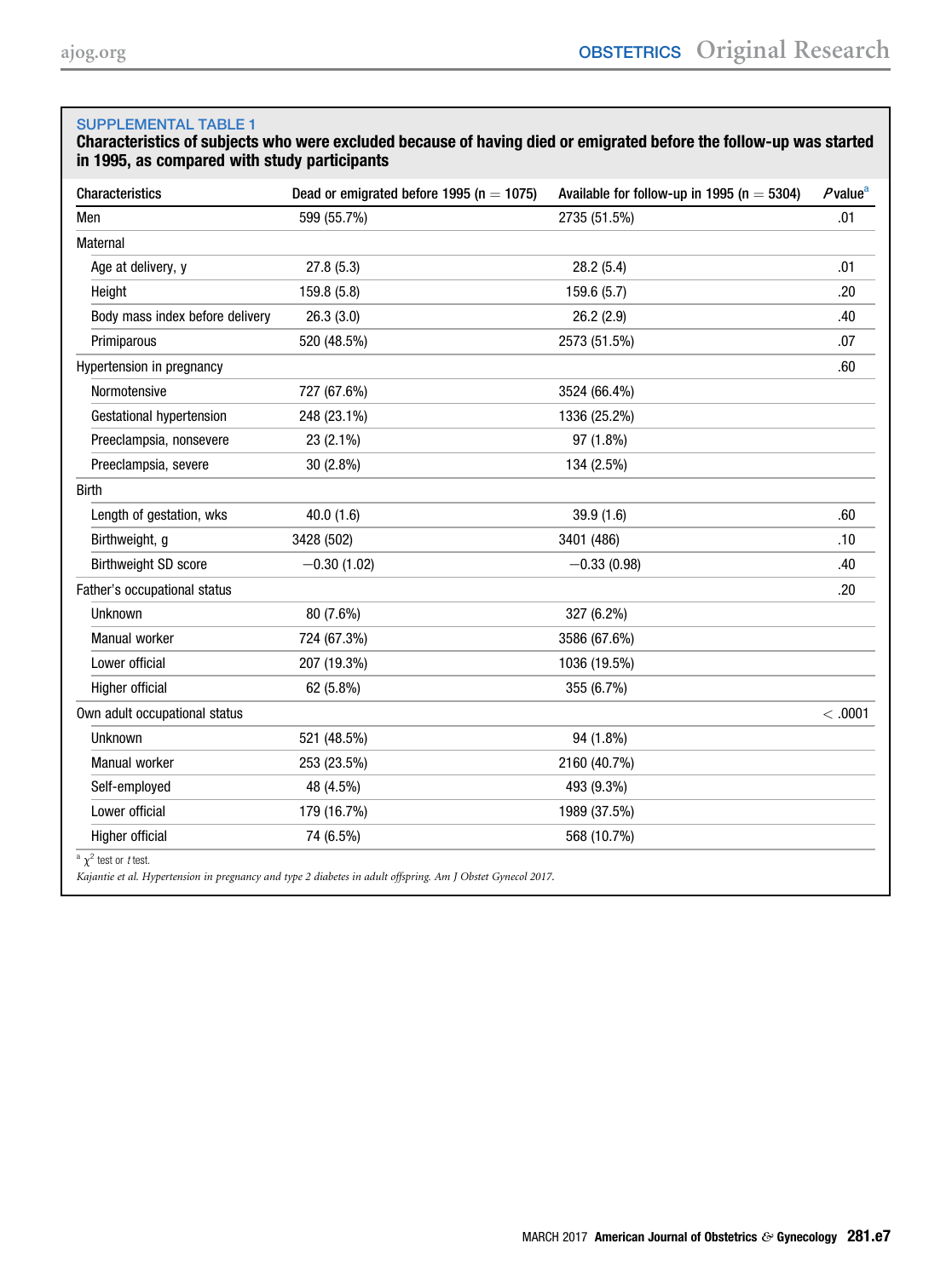SUPPLEMENTAL TABLE 1

**Characteristics of subjects who were excluded because of having died or emigrated before the follow-up was started in 1995, as compared with study participants**

| Characteristics | Dead or emigrated before 1995 (n = 1075) | Available for follow-up in 1995 (n = 5304) | *P* value[a] |
|---|---|---|---|
| Men | 599 (55.7%) | 2735 (51.5%) | .01 |
| Maternal | | | |
| Age at delivery, y | 27.8 (5.3) | 28.2 (5.4) | .01 |
| Height | 159.8 (5.8) | 159.6 (5.7) | .20 |
| Body mass index before delivery | 26.3 (3.0) | 26.2 (2.9) | .40 |
| Primiparous | 520 (48.5%) | 2573 (51.5%) | .07 |
| Hypertension in pregnancy | | | .60 |
| Normotensive | 727 (67.6%) | 3524 (66.4%) | |
| Gestational hypertension | 248 (23.1%) | 1336 (25.2%) | |
| Preeclampsia, nonsevere | 23 (2.1%) | 97 (1.8%) | |
| Preeclampsia, severe | 30 (2.8%) | 134 (2.5%) | |
| Birth | | | |
| Length of gestation, wks | 40.0 (1.6) | 39.9 (1.6) | .60 |
| Birthweight, g | 3428 (502) | 3401 (486) | .10 |
| Birthweight SD score | −0.30 (1.02) | −0.33 (0.98) | .40 |
| Father's occupational status | | | .20 |
| Unknown | 80 (7.6%) | 327 (6.2%) | |
| Manual worker | 724 (67.3%) | 3586 (67.6%) | |
| Lower official | 207 (19.3%) | 1036 (19.5%) | |
| Higher official | 62 (5.8%) | 355 (6.7%) | |
| Own adult occupational status | | | < .0001 |
| Unknown | 521 (48.5%) | 94 (1.8%) | |
| Manual worker | 253 (23.5%) | 2160 (40.7%) | |
| Self-employed | 48 (4.5%) | 493 (9.3%) | |
| Lower official | 179 (16.7%) | 1989 (37.5%) | |
| Higher official | 74 (6.5%) | 568 (10.7%) | |

[a] $\chi^2$ test or *t* test.

*Kajantie et al. Hypertension in pregnancy and type 2 diabetes in adult offspring. Am J Obstet Gynecol 2017.*